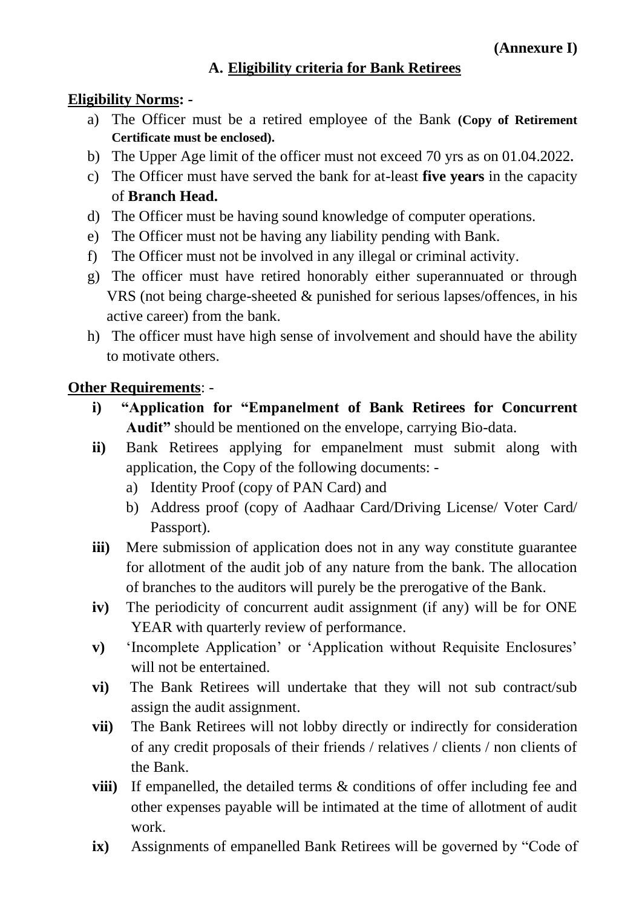**(Annexure I)**

## A. Eligibility criteria for Bank Retirees

**Eligibility Norms:** -

a) The Officer must be a retired employee of the Bank **(Copy of Retirement Certificate must be enclosed).**

b) The Upper Age limit of the officer must not exceed 70 yrs as on 01.04.2022.

c) The Officer must have served the bank for at-least **five years** in the capacity of **Branch Head.**

d) The Officer must be having sound knowledge of computer operations.

e) The Officer must not be having any liability pending with Bank.

f) The Officer must not be involved in any illegal or criminal activity.

g) The officer must have retired honorably either superannuated or through VRS (not being charge-sheeted & punished for serious lapses/offences, in his active career) from the bank.

h) The officer must have high sense of involvement and should have the ability to motivate others.

**Other Requirements**: -

**i)** **"Application for "Empanelment of Bank Retirees for Concurrent Audit"** should be mentioned on the envelope, carrying Bio-data.

**ii)** Bank Retirees applying for empanelment must submit along with application, the Copy of the following documents: -

   a) Identity Proof (copy of PAN Card) and

   b) Address proof (copy of Aadhaar Card/Driving License/ Voter Card/ Passport).

**iii)** Mere submission of application does not in any way constitute guarantee for allotment of the audit job of any nature from the bank. The allocation of branches to the auditors will purely be the prerogative of the Bank.

**iv)** The periodicity of concurrent audit assignment (if any) will be for ONE YEAR with quarterly review of performance.

**v)** 'Incomplete Application' or 'Application without Requisite Enclosures' will not be entertained.

**vi)** The Bank Retirees will undertake that they will not sub contract/sub assign the audit assignment.

**vii)** The Bank Retirees will not lobby directly or indirectly for consideration of any credit proposals of their friends / relatives / clients / non clients of the Bank.

**viii)** If empanelled, the detailed terms & conditions of offer including fee and other expenses payable will be intimated at the time of allotment of audit work.

**ix)** Assignments of empanelled Bank Retirees will be governed by "Code of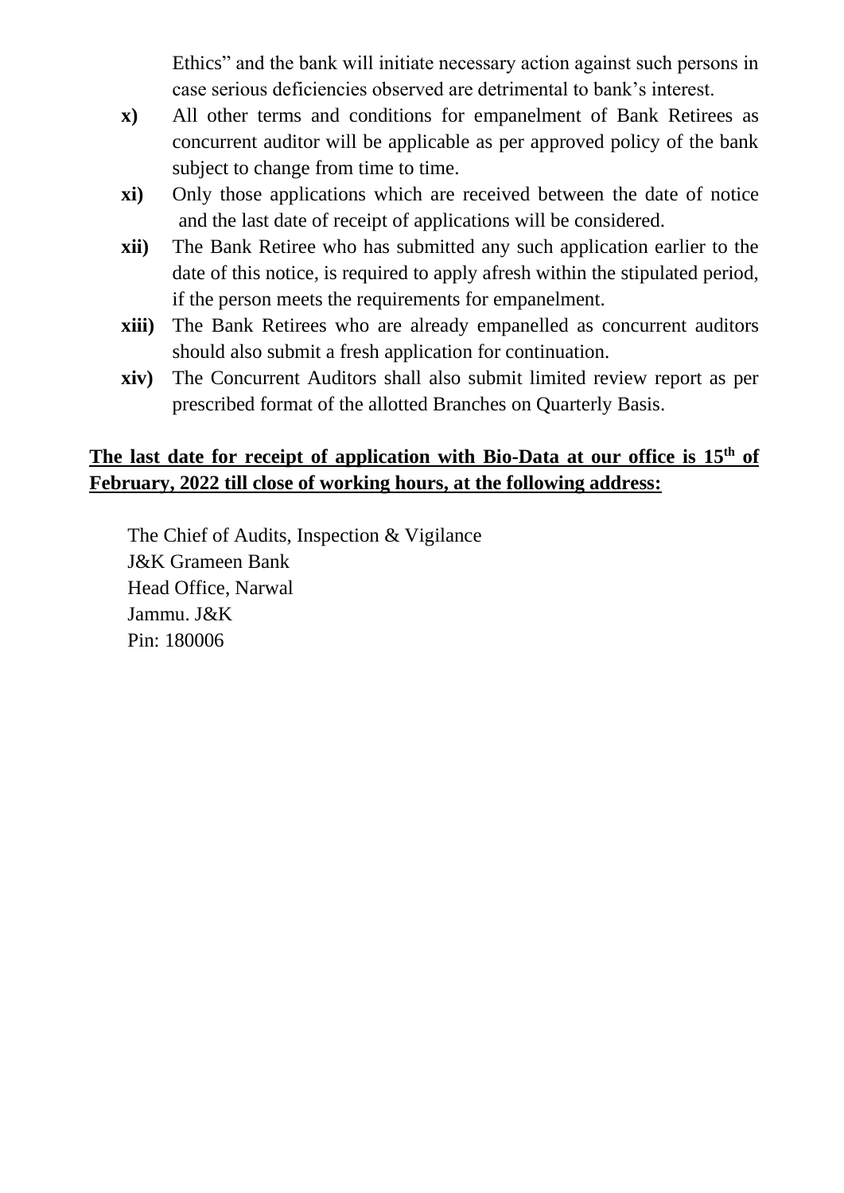Ethics" and the bank will initiate necessary action against such persons in case serious deficiencies observed are detrimental to bank's interest.

**x)** All other terms and conditions for empanelment of Bank Retirees as concurrent auditor will be applicable as per approved policy of the bank subject to change from time to time.

**xi)** Only those applications which are received between the date of notice and the last date of receipt of applications will be considered.

**xii)** The Bank Retiree who has submitted any such application earlier to the date of this notice, is required to apply afresh within the stipulated period, if the person meets the requirements for empanelment.

**xiii)** The Bank Retirees who are already empanelled as concurrent auditors should also submit a fresh application for continuation.

**xiv)** The Concurrent Auditors shall also submit limited review report as per prescribed format of the allotted Branches on Quarterly Basis.

**The last date for receipt of application with Bio-Data at our office is 15th of February, 2022 till close of working hours, at the following address:**

The Chief of Audits, Inspection & Vigilance
J&K Grameen Bank
Head Office, Narwal
Jammu. J&K
Pin: 180006